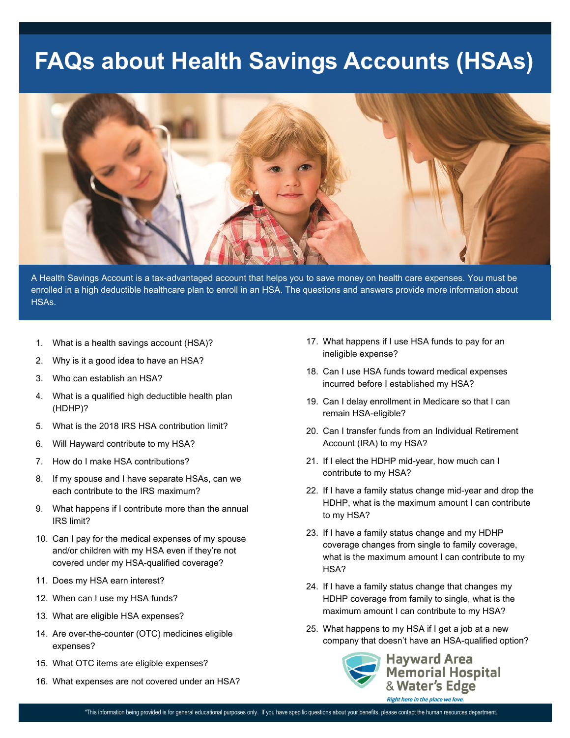# FAQs about Health Savings Accounts (HSAs)

A Health Savings Account is a tax-advantaged account that helps you to save money on health care expenses. You must be enrolled in a high deductible healthcare plan to enroll in an HSA. The questions and answers provide more information about HSAs.

1. What is a health savings account (HSA)?
2. Why is it a good idea to have an HSA?
3. Who can establish an HSA?
4. What is a qualified high deductible health plan (HDHP)?
5. What is the 2018 IRS HSA contribution limit?
6. Will Hayward contribute to my HSA?
7. How do I make HSA contributions?
8. If my spouse and I have separate HSAs, can we each contribute to the IRS maximum?
9. What happens if I contribute more than the annual IRS limit?
10. Can I pay for the medical expenses of my spouse and/or children with my HSA even if they're not covered under my HSA-qualified coverage?
11. Does my HSA earn interest?
12. When can I use my HSA funds?
13. What are eligible HSA expenses?
14. Are over-the-counter (OTC) medicines eligible expenses?
15. What OTC items are eligible expenses?
16. What expenses are not covered under an HSA?
17. What happens if I use HSA funds to pay for an ineligible expense?
18. Can I use HSA funds toward medical expenses incurred before I established my HSA?
19. Can I delay enrollment in Medicare so that I can remain HSA-eligible?
20. Can I transfer funds from an Individual Retirement Account (IRA) to my HSA?
21. If I elect the HDHP mid-year, how much can I contribute to my HSA?
22. If I have a family status change mid-year and drop the HDHP, what is the maximum amount I can contribute to my HSA?
23. If I have a family status change and my HDHP coverage changes from single to family coverage, what is the maximum amount I can contribute to my HSA?
24. If I have a family status change that changes my HDHP coverage from family to single, what is the maximum amount I can contribute to my HSA?
25. What happens to my HSA if I get a job at a new company that doesn't have an HSA-qualified option?

Hayward Area Memorial Hospital & Water's Edge

*Right here in the place we love.*

*This information being provided is for general educational purposes only. If you have specific questions about your benefits, please contact the human resources department.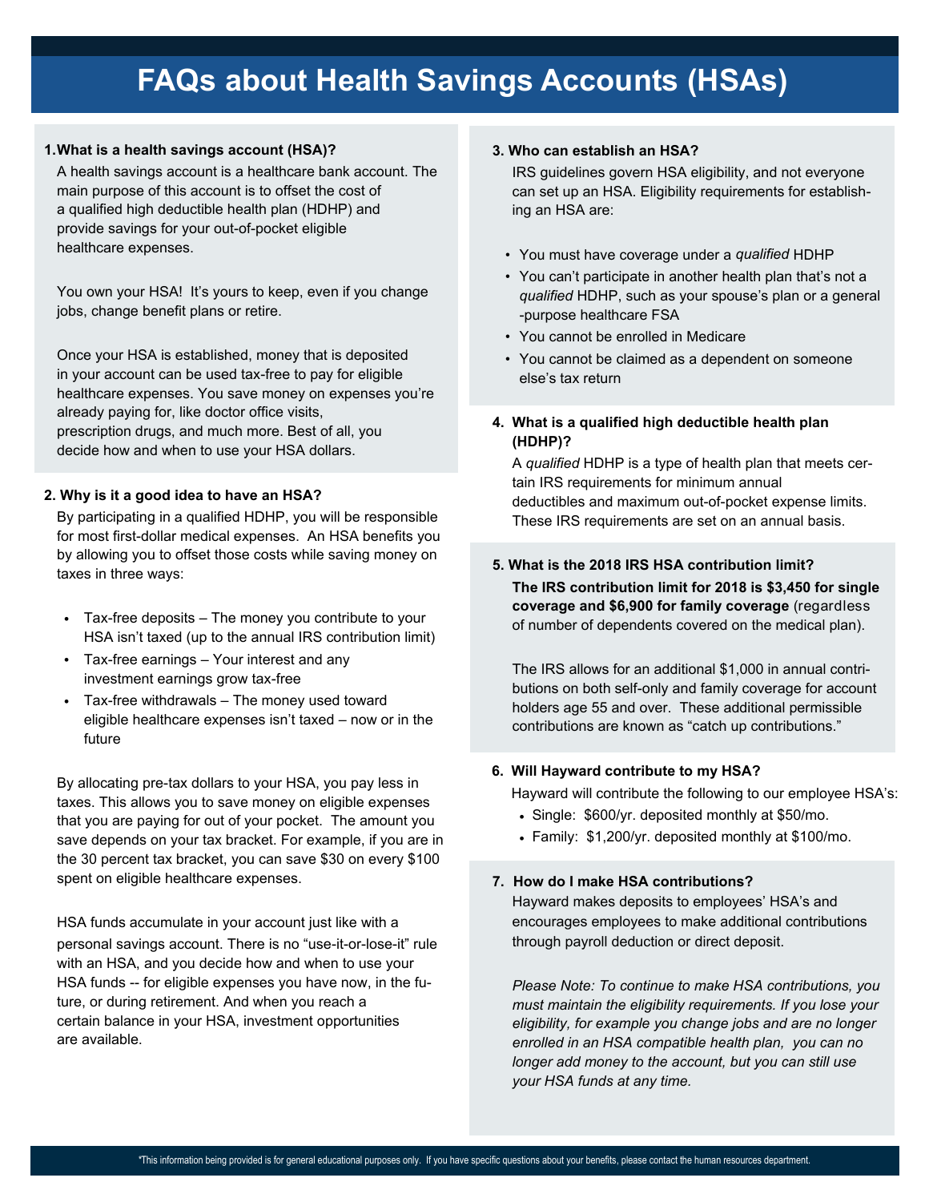# FAQs about Health Savings Accounts (HSAs)

**1. What is a health savings account (HSA)?**

A health savings account is a healthcare bank account. The main purpose of this account is to offset the cost of a qualified high deductible health plan (HDHP) and provide savings for your out-of-pocket eligible healthcare expenses.

You own your HSA! It's yours to keep, even if you change jobs, change benefit plans or retire.

Once your HSA is established, money that is deposited in your account can be used tax-free to pay for eligible healthcare expenses. You save money on expenses you're already paying for, like doctor office visits, prescription drugs, and much more. Best of all, you decide how and when to use your HSA dollars.

**2. Why is it a good idea to have an HSA?**

By participating in a qualified HDHP, you will be responsible for most first-dollar medical expenses. An HSA benefits you by allowing you to offset those costs while saving money on taxes in three ways:

- Tax-free deposits – The money you contribute to your HSA isn't taxed (up to the annual IRS contribution limit)
- Tax-free earnings – Your interest and any investment earnings grow tax-free
- Tax-free withdrawals – The money used toward eligible healthcare expenses isn't taxed – now or in the future

By allocating pre-tax dollars to your HSA, you pay less in taxes. This allows you to save money on eligible expenses that you are paying for out of your pocket. The amount you save depends on your tax bracket. For example, if you are in the 30 percent tax bracket, you can save $30 on every $100 spent on eligible healthcare expenses.

HSA funds accumulate in your account just like with a personal savings account. There is no "use-it-or-lose-it" rule with an HSA, and you decide how and when to use your HSA funds -- for eligible expenses you have now, in the future, or during retirement. And when you reach a certain balance in your HSA, investment opportunities are available.

**3. Who can establish an HSA?**

IRS guidelines govern HSA eligibility, and not everyone can set up an HSA. Eligibility requirements for establishing an HSA are:

- You must have coverage under a *qualified* HDHP
- You can't participate in another health plan that's not a *qualified* HDHP, such as your spouse's plan or a general-purpose healthcare FSA
- You cannot be enrolled in Medicare
- You cannot be claimed as a dependent on someone else's tax return

**4. What is a qualified high deductible health plan (HDHP)?**

A *qualified* HDHP is a type of health plan that meets certain IRS requirements for minimum annual deductibles and maximum out-of-pocket expense limits. These IRS requirements are set on an annual basis.

**5. What is the 2018 IRS HSA contribution limit?**

**The IRS contribution limit for 2018 is $3,450 for single coverage and $6,900 for family coverage** (regardless of number of dependents covered on the medical plan).

The IRS allows for an additional $1,000 in annual contributions on both self-only and family coverage for account holders age 55 and over. These additional permissible contributions are known as "catch up contributions."

**6. Will Hayward contribute to my HSA?**

Hayward will contribute the following to our employee HSA's:

- Single: $600/yr. deposited monthly at $50/mo.
- Family: $1,200/yr. deposited monthly at $100/mo.

**7. How do I make HSA contributions?**

Hayward makes deposits to employees' HSA's and encourages employees to make additional contributions through payroll deduction or direct deposit.

*Please Note: To continue to make HSA contributions, you must maintain the eligibility requirements. If you lose your eligibility, for example you change jobs and are no longer enrolled in an HSA compatible health plan, you can no longer add money to the account, but you can still use your HSA funds at any time.*

*This information being provided is for general educational purposes only. If you have specific questions about your benefits, please contact the human resources department.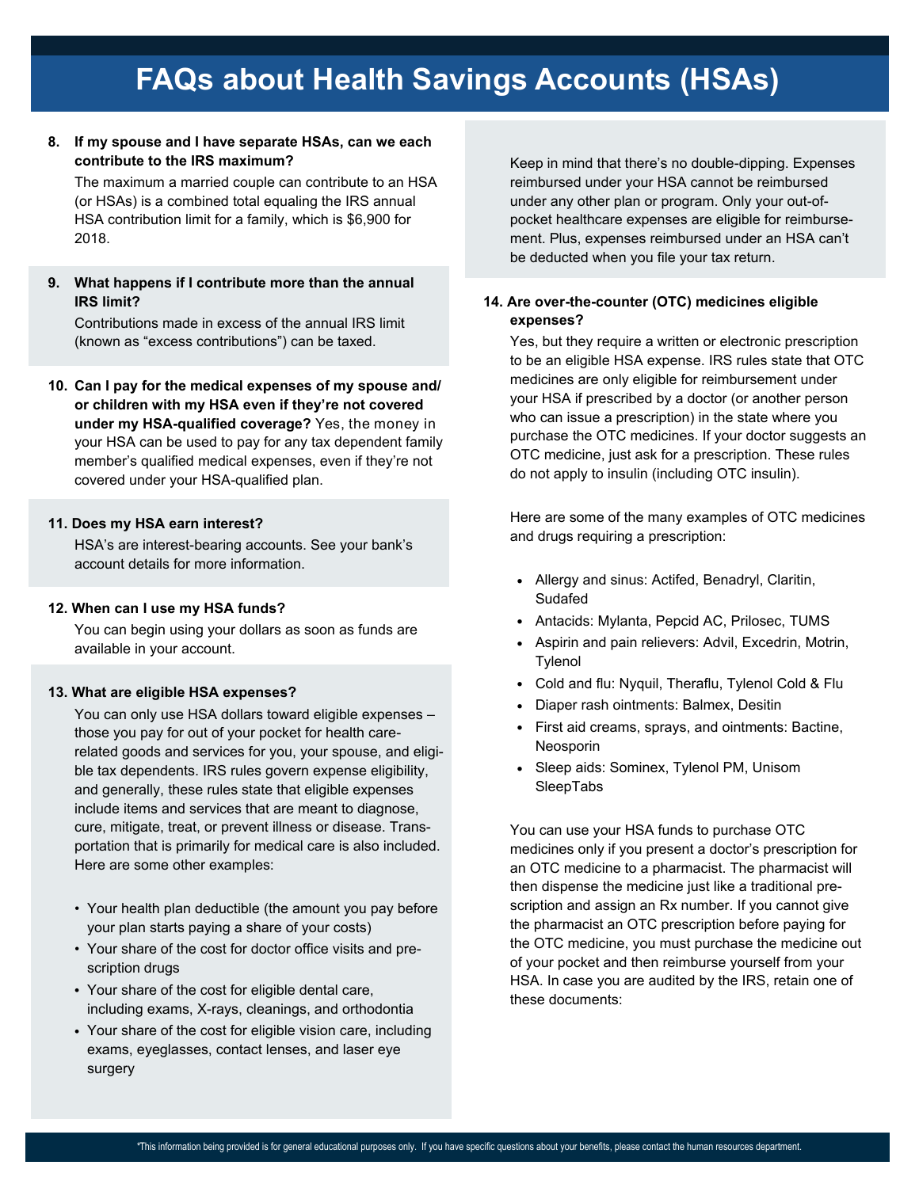# FAQs about Health Savings Accounts (HSAs)

**8. If my spouse and I have separate HSAs, can we each contribute to the IRS maximum?**

The maximum a married couple can contribute to an HSA (or HSAs) is a combined total equaling the IRS annual HSA contribution limit for a family, which is $6,900 for 2018.

**9. What happens if I contribute more than the annual IRS limit?**

Contributions made in excess of the annual IRS limit (known as "excess contributions") can be taxed.

**10. Can I pay for the medical expenses of my spouse and/ or children with my HSA even if they're not covered under my HSA-qualified coverage?** Yes, the money in your HSA can be used to pay for any tax dependent family member's qualified medical expenses, even if they're not covered under your HSA-qualified plan.

**11. Does my HSA earn interest?**

HSA's are interest-bearing accounts. See your bank's account details for more information.

**12. When can I use my HSA funds?**

You can begin using your dollars as soon as funds are available in your account.

**13. What are eligible HSA expenses?**

You can only use HSA dollars toward eligible expenses – those you pay for out of your pocket for health care-related goods and services for you, your spouse, and eligible tax dependents. IRS rules govern expense eligibility, and generally, these rules state that eligible expenses include items and services that are meant to diagnose, cure, mitigate, treat, or prevent illness or disease. Transportation that is primarily for medical care is also included. Here are some other examples:

- Your health plan deductible (the amount you pay before your plan starts paying a share of your costs)
- Your share of the cost for doctor office visits and prescription drugs
- Your share of the cost for eligible dental care, including exams, X-rays, cleanings, and orthodontia
- Your share of the cost for eligible vision care, including exams, eyeglasses, contact lenses, and laser eye surgery

Keep in mind that there's no double-dipping. Expenses reimbursed under your HSA cannot be reimbursed under any other plan or program. Only your out-of-pocket healthcare expenses are eligible for reimbursement. Plus, expenses reimbursed under an HSA can't be deducted when you file your tax return.

**14. Are over-the-counter (OTC) medicines eligible expenses?**

Yes, but they require a written or electronic prescription to be an eligible HSA expense. IRS rules state that OTC medicines are only eligible for reimbursement under your HSA if prescribed by a doctor (or another person who can issue a prescription) in the state where you purchase the OTC medicines. If your doctor suggests an OTC medicine, just ask for a prescription. These rules do not apply to insulin (including OTC insulin).

Here are some of the many examples of OTC medicines and drugs requiring a prescription:

- Allergy and sinus: Actifed, Benadryl, Claritin, Sudafed
- Antacids: Mylanta, Pepcid AC, Prilosec, TUMS
- Aspirin and pain relievers: Advil, Excedrin, Motrin, Tylenol
- Cold and flu: Nyquil, Theraflu, Tylenol Cold & Flu
- Diaper rash ointments: Balmex, Desitin
- First aid creams, sprays, and ointments: Bactine, Neosporin
- Sleep aids: Sominex, Tylenol PM, Unisom SleepTabs

You can use your HSA funds to purchase OTC medicines only if you present a doctor's prescription for an OTC medicine to a pharmacist. The pharmacist will then dispense the medicine just like a traditional prescription and assign an Rx number. If you cannot give the pharmacist an OTC prescription before paying for the OTC medicine, you must purchase the medicine out of your pocket and then reimburse yourself from your HSA. In case you are audited by the IRS, retain one of these documents:

*This information being provided is for general educational purposes only. If you have specific questions about your benefits, please contact the human resources department.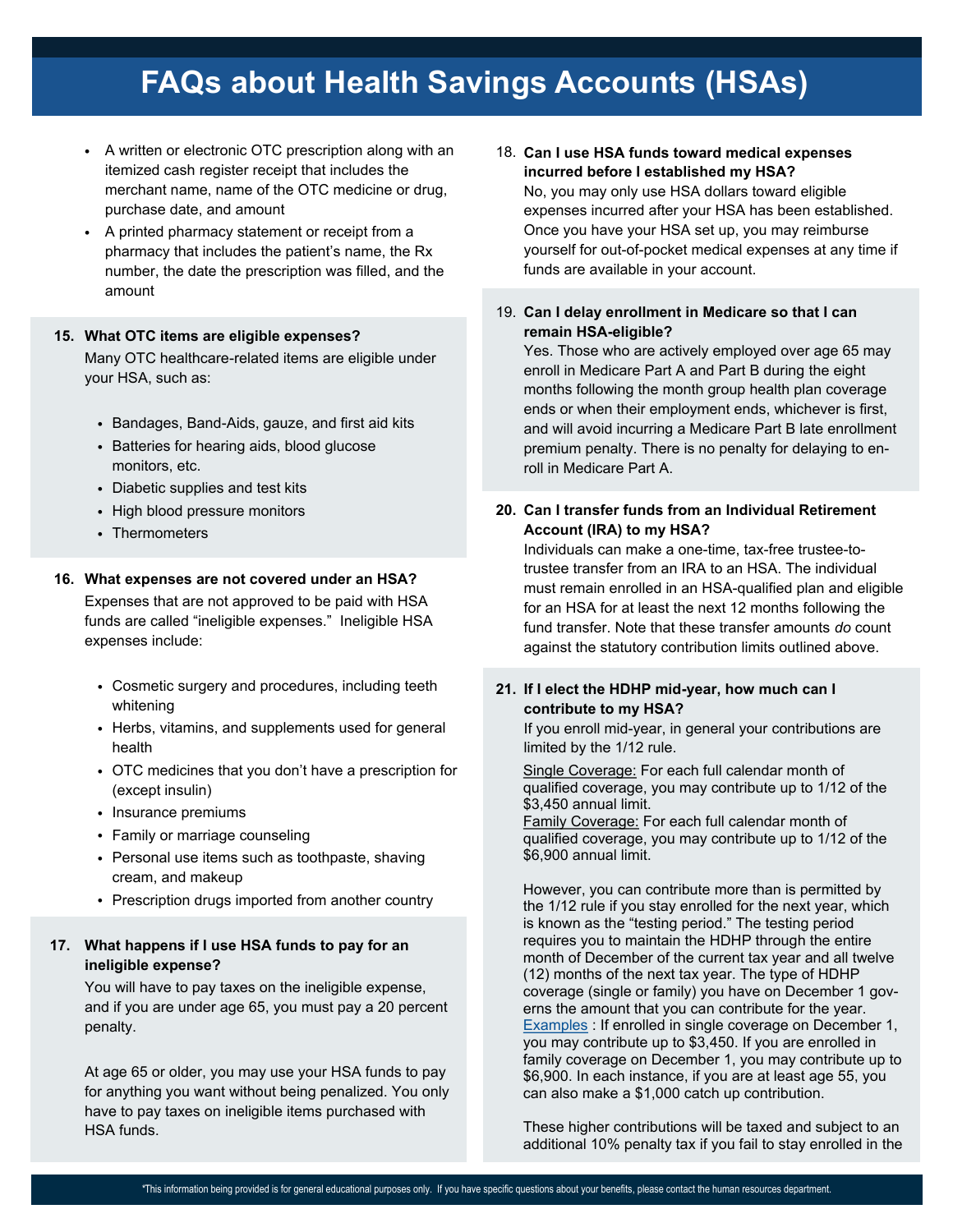# FAQs about Health Savings Accounts (HSAs)

- A written or electronic OTC prescription along with an itemized cash register receipt that includes the merchant name, name of the OTC medicine or drug, purchase date, and amount
- A printed pharmacy statement or receipt from a pharmacy that includes the patient's name, the Rx number, the date the prescription was filled, and the amount

**15. What OTC items are eligible expenses?**

Many OTC healthcare-related items are eligible under your HSA, such as:

- Bandages, Band-Aids, gauze, and first aid kits
- Batteries for hearing aids, blood glucose monitors, etc.
- Diabetic supplies and test kits
- High blood pressure monitors
- Thermometers

**16. What expenses are not covered under an HSA?**

Expenses that are not approved to be paid with HSA funds are called "ineligible expenses." Ineligible HSA expenses include:

- Cosmetic surgery and procedures, including teeth whitening
- Herbs, vitamins, and supplements used for general health
- OTC medicines that you don't have a prescription for (except insulin)
- Insurance premiums
- Family or marriage counseling
- Personal use items such as toothpaste, shaving cream, and makeup
- Prescription drugs imported from another country

**17. What happens if I use HSA funds to pay for an ineligible expense?**

You will have to pay taxes on the ineligible expense, and if you are under age 65, you must pay a 20 percent penalty.

At age 65 or older, you may use your HSA funds to pay for anything you want without being penalized. You only have to pay taxes on ineligible items purchased with HSA funds.

**18. Can I use HSA funds toward medical expenses incurred before I established my HSA?**

No, you may only use HSA dollars toward eligible expenses incurred after your HSA has been established. Once you have your HSA set up, you may reimburse yourself for out-of-pocket medical expenses at any time if funds are available in your account.

**19. Can I delay enrollment in Medicare so that I can remain HSA-eligible?**

Yes. Those who are actively employed over age 65 may enroll in Medicare Part A and Part B during the eight months following the month group health plan coverage ends or when their employment ends, whichever is first, and will avoid incurring a Medicare Part B late enrollment premium penalty. There is no penalty for delaying to enroll in Medicare Part A.

**20. Can I transfer funds from an Individual Retirement Account (IRA) to my HSA?**

Individuals can make a one-time, tax-free trustee-to-trustee transfer from an IRA to an HSA. The individual must remain enrolled in an HSA-qualified plan and eligible for an HSA for at least the next 12 months following the fund transfer. Note that these transfer amounts *do* count against the statutory contribution limits outlined above.

**21. If I elect the HDHP mid-year, how much can I contribute to my HSA?**

If you enroll mid-year, in general your contributions are limited by the 1/12 rule.

Single Coverage: For each full calendar month of qualified coverage, you may contribute up to 1/12 of the $3,450 annual limit.
Family Coverage: For each full calendar month of qualified coverage, you may contribute up to 1/12 of the $6,900 annual limit.

However, you can contribute more than is permitted by the 1/12 rule if you stay enrolled for the next year, which is known as the "testing period." The testing period requires you to maintain the HDHP through the entire month of December of the current tax year and all twelve (12) months of the next tax year. The type of HDHP coverage (single or family) you have on December 1 governs the amount that you can contribute for the year. Examples : If enrolled in single coverage on December 1, you may contribute up to $3,450. If you are enrolled in family coverage on December 1, you may contribute up to $6,900. In each instance, if you are at least age 55, you can also make a $1,000 catch up contribution.

These higher contributions will be taxed and subject to an additional 10% penalty tax if you fail to stay enrolled in the

*This information being provided is for general educational purposes only. If you have specific questions about your benefits, please contact the human resources department.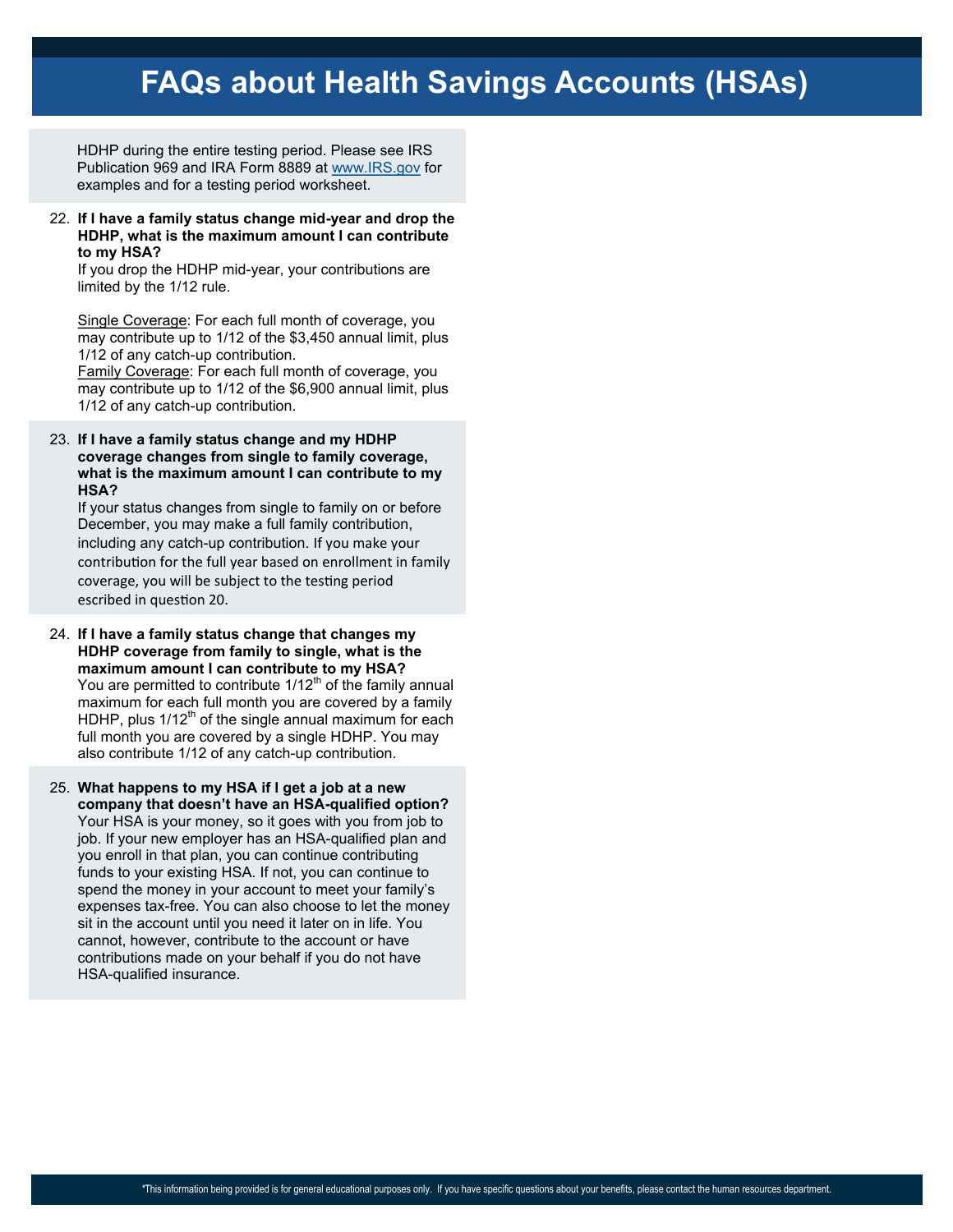# FAQs about Health Savings Accounts (HSAs)

HDHP during the entire testing period. Please see IRS Publication 969 and IRA Form 8889 at [www.IRS.gov](http://www.IRS.gov) for examples and for a testing period worksheet.

22. **If I have a family status change mid-year and drop the HDHP, what is the maximum amount I can contribute to my HSA?**
    If you drop the HDHP mid-year, your contributions are limited by the 1/12 rule.

    Single Coverage: For each full month of coverage, you may contribute up to 1/12 of the $3,450 annual limit, plus 1/12 of any catch-up contribution.
    Family Coverage: For each full month of coverage, you may contribute up to 1/12 of the $6,900 annual limit, plus 1/12 of any catch-up contribution.

23. **If I have a family status change and my HDHP coverage changes from single to family coverage, what is the maximum amount I can contribute to my HSA?**
    If your status changes from single to family on or before December, you may make a full family contribution, including any catch-up contribution. If you make your contribution for the full year based on enrollment in family coverage, you will be subject to the testing period escribed in question 20.

24. **If I have a family status change that changes my HDHP coverage from family to single, what is the maximum amount I can contribute to my HSA?**
    You are permitted to contribute 1/12th of the family annual maximum for each full month you are covered by a family HDHP, plus 1/12th of the single annual maximum for each full month you are covered by a single HDHP. You may also contribute 1/12 of any catch-up contribution.

25. **What happens to my HSA if I get a job at a new company that doesn't have an HSA-qualified option?**
    Your HSA is your money, so it goes with you from job to job. If your new employer has an HSA-qualified plan and you enroll in that plan, you can continue contributing funds to your existing HSA. If not, you can continue to spend the money in your account to meet your family's expenses tax-free. You can also choose to let the money sit in the account until you need it later on in life. You cannot, however, contribute to the account or have contributions made on your behalf if you do not have HSA-qualified insurance.

*This information being provided is for general educational purposes only. If you have specific questions about your benefits, please contact the human resources department.